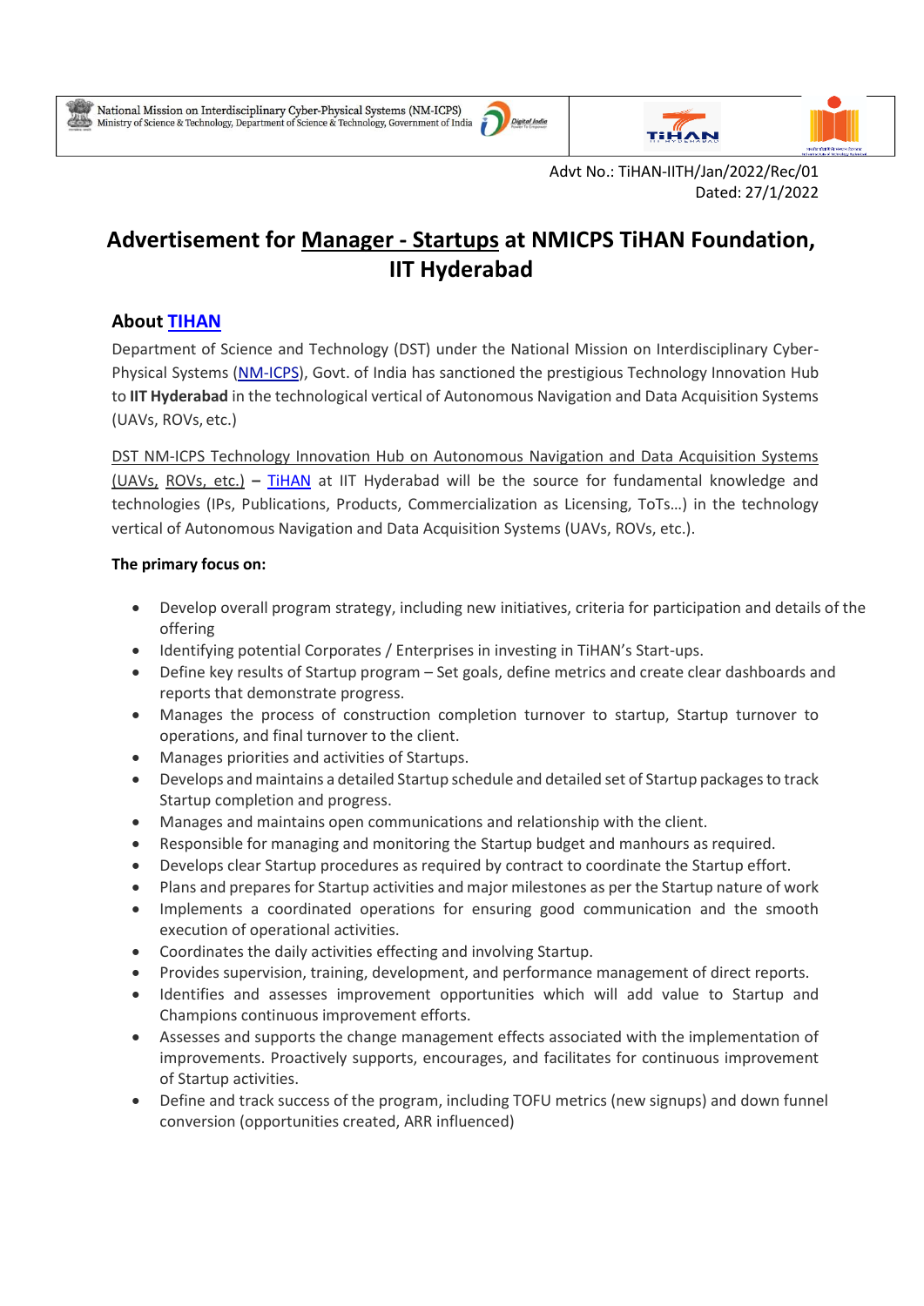National Mission on Interdisciplinary Cyber-Physical Systems (NM-ICPS)
Ministry of Science & Technology, Department of Science & Technology, Government of India

Advt No.: TiHAN-IITH/Jan/2022/Rec/01
Dated: 27/1/2022

# Advertisement for Manager - Startups at NMICPS TiHAN Foundation, IIT Hyderabad

## About TIHAN

Department of Science and Technology (DST) under the National Mission on Interdisciplinary Cyber-Physical Systems (NM-ICPS), Govt. of India has sanctioned the prestigious Technology Innovation Hub to **IIT Hyderabad** in the technological vertical of Autonomous Navigation and Data Acquisition Systems (UAVs, ROVs, etc.)

DST NM-ICPS Technology Innovation Hub on Autonomous Navigation and Data Acquisition Systems (UAVs, ROVs, etc.) **–** TiHAN at IIT Hyderabad will be the source for fundamental knowledge and technologies (IPs, Publications, Products, Commercialization as Licensing, ToTs…) in the technology vertical of Autonomous Navigation and Data Acquisition Systems (UAVs, ROVs, etc.).

**The primary focus on:**

- Develop overall program strategy, including new initiatives, criteria for participation and details of the offering
- Identifying potential Corporates / Enterprises in investing in TiHAN's Start-ups.
- Define key results of Startup program – Set goals, define metrics and create clear dashboards and reports that demonstrate progress.
- Manages the process of construction completion turnover to startup, Startup turnover to operations, and final turnover to the client.
- Manages priorities and activities of Startups.
- Develops and maintains a detailed Startup schedule and detailed set of Startup packages to track Startup completion and progress.
- Manages and maintains open communications and relationship with the client.
- Responsible for managing and monitoring the Startup budget and manhours as required.
- Develops clear Startup procedures as required by contract to coordinate the Startup effort.
- Plans and prepares for Startup activities and major milestones as per the Startup nature of work
- Implements a coordinated operations for ensuring good communication and the smooth execution of operational activities.
- Coordinates the daily activities effecting and involving Startup.
- Provides supervision, training, development, and performance management of direct reports.
- Identifies and assesses improvement opportunities which will add value to Startup and Champions continuous improvement efforts.
- Assesses and supports the change management effects associated with the implementation of improvements. Proactively supports, encourages, and facilitates for continuous improvement of Startup activities.
- Define and track success of the program, including TOFU metrics (new signups) and down funnel conversion (opportunities created, ARR influenced)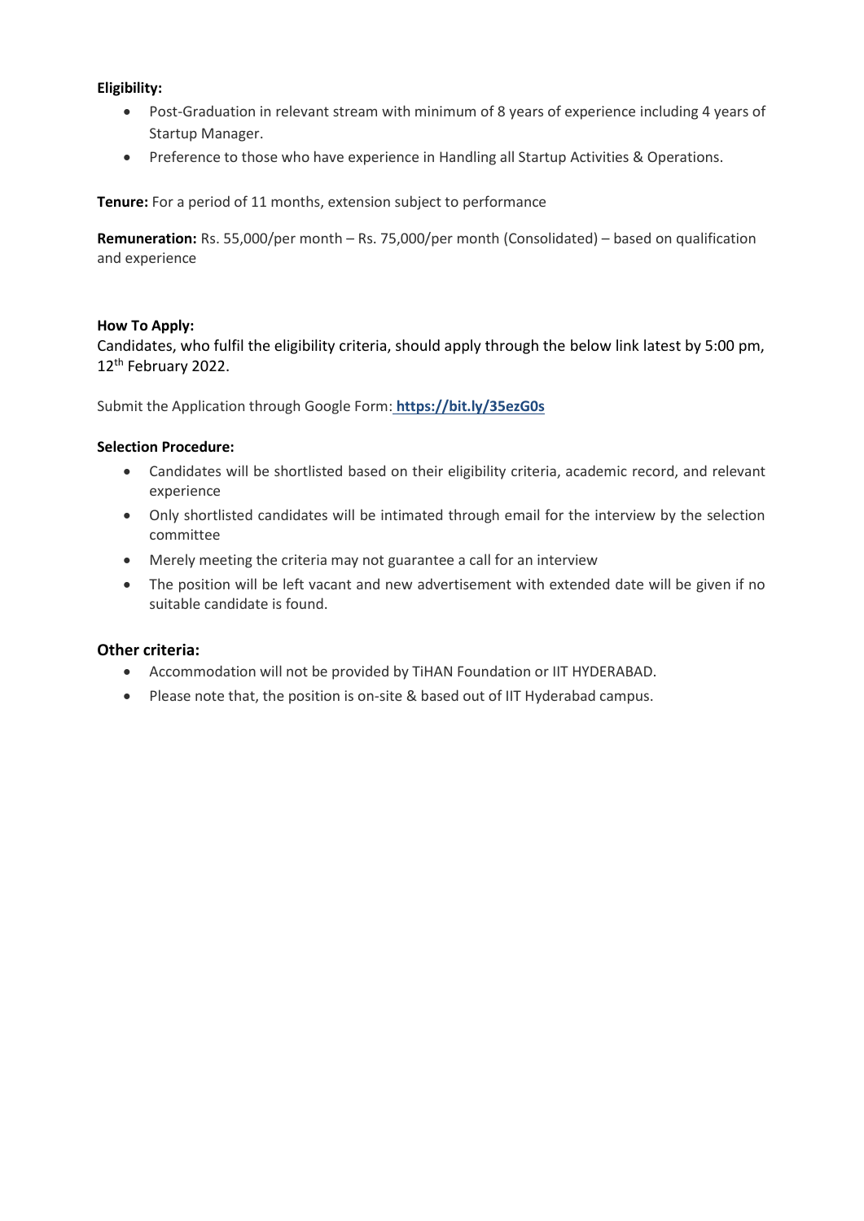**Eligibility:**

- Post-Graduation in relevant stream with minimum of 8 years of experience including 4 years of Startup Manager.
- Preference to those who have experience in Handling all Startup Activities & Operations.

**Tenure:** For a period of 11 months, extension subject to performance

**Remuneration:** Rs. 55,000/per month – Rs. 75,000/per month (Consolidated) – based on qualification and experience

**How To Apply:**

Candidates, who fulfil the eligibility criteria, should apply through the below link latest by 5:00 pm, 12th February 2022.

Submit the Application through Google Form: **https://bit.ly/35ezG0s**

**Selection Procedure:**

- Candidates will be shortlisted based on their eligibility criteria, academic record, and relevant experience
- Only shortlisted candidates will be intimated through email for the interview by the selection committee
- Merely meeting the criteria may not guarantee a call for an interview
- The position will be left vacant and new advertisement with extended date will be given if no suitable candidate is found.

**Other criteria:**

- Accommodation will not be provided by TiHAN Foundation or IIT HYDERABAD.
- Please note that, the position is on-site & based out of IIT Hyderabad campus.